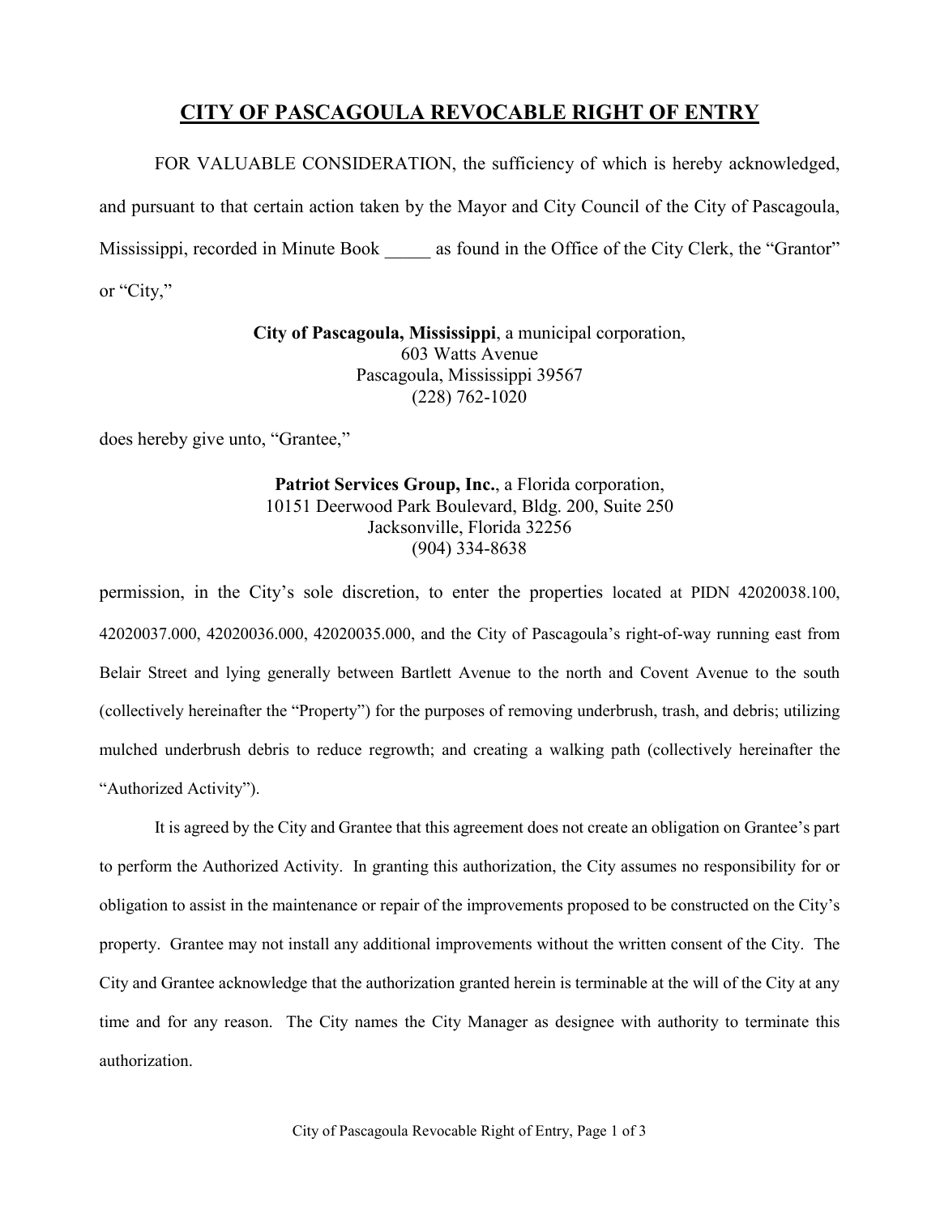# CITY OF PASCAGOULA REVOCABLE RIGHT OF ENTRY

FOR VALUABLE CONSIDERATION, the sufficiency of which is hereby acknowledged, and pursuant to that certain action taken by the Mayor and City Council of the City of Pascagoula, Mississippi, recorded in Minute Book _____ as found in the Office of the City Clerk, the "Grantor" or "City,"

**City of Pascagoula, Mississippi**, a municipal corporation,
603 Watts Avenue
Pascagoula, Mississippi 39567
(228) 762-1020

does hereby give unto, "Grantee,"

**Patriot Services Group, Inc.**, a Florida corporation,
10151 Deerwood Park Boulevard, Bldg. 200, Suite 250
Jacksonville, Florida 32256
(904) 334-8638

permission, in the City's sole discretion, to enter the properties located at PIDN 42020038.100, 42020037.000, 42020036.000, 42020035.000, and the City of Pascagoula's right-of-way running east from Belair Street and lying generally between Bartlett Avenue to the north and Covent Avenue to the south (collectively hereinafter the "Property") for the purposes of removing underbrush, trash, and debris; utilizing mulched underbrush debris to reduce regrowth; and creating a walking path (collectively hereinafter the "Authorized Activity").

It is agreed by the City and Grantee that this agreement does not create an obligation on Grantee's part to perform the Authorized Activity. In granting this authorization, the City assumes no responsibility for or obligation to assist in the maintenance or repair of the improvements proposed to be constructed on the City's property. Grantee may not install any additional improvements without the written consent of the City. The City and Grantee acknowledge that the authorization granted herein is terminable at the will of the City at any time and for any reason. The City names the City Manager as designee with authority to terminate this authorization.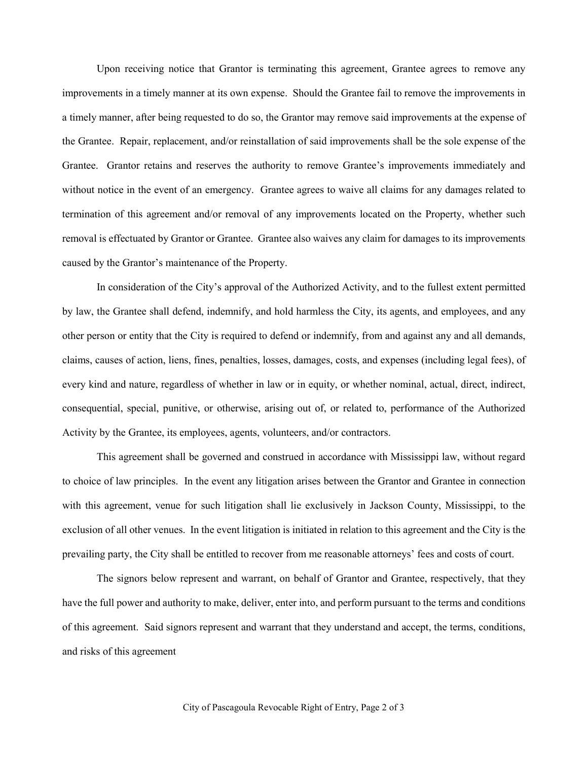Upon receiving notice that Grantor is terminating this agreement, Grantee agrees to remove any improvements in a timely manner at its own expense. Should the Grantee fail to remove the improvements in a timely manner, after being requested to do so, the Grantor may remove said improvements at the expense of the Grantee. Repair, replacement, and/or reinstallation of said improvements shall be the sole expense of the Grantee. Grantor retains and reserves the authority to remove Grantee's improvements immediately and without notice in the event of an emergency. Grantee agrees to waive all claims for any damages related to termination of this agreement and/or removal of any improvements located on the Property, whether such removal is effectuated by Grantor or Grantee. Grantee also waives any claim for damages to its improvements caused by the Grantor's maintenance of the Property.

In consideration of the City's approval of the Authorized Activity, and to the fullest extent permitted by law, the Grantee shall defend, indemnify, and hold harmless the City, its agents, and employees, and any other person or entity that the City is required to defend or indemnify, from and against any and all demands, claims, causes of action, liens, fines, penalties, losses, damages, costs, and expenses (including legal fees), of every kind and nature, regardless of whether in law or in equity, or whether nominal, actual, direct, indirect, consequential, special, punitive, or otherwise, arising out of, or related to, performance of the Authorized Activity by the Grantee, its employees, agents, volunteers, and/or contractors.

This agreement shall be governed and construed in accordance with Mississippi law, without regard to choice of law principles. In the event any litigation arises between the Grantor and Grantee in connection with this agreement, venue for such litigation shall lie exclusively in Jackson County, Mississippi, to the exclusion of all other venues. In the event litigation is initiated in relation to this agreement and the City is the prevailing party, the City shall be entitled to recover from me reasonable attorneys' fees and costs of court.

The signors below represent and warrant, on behalf of Grantor and Grantee, respectively, that they have the full power and authority to make, deliver, enter into, and perform pursuant to the terms and conditions of this agreement. Said signors represent and warrant that they understand and accept, the terms, conditions, and risks of this agreement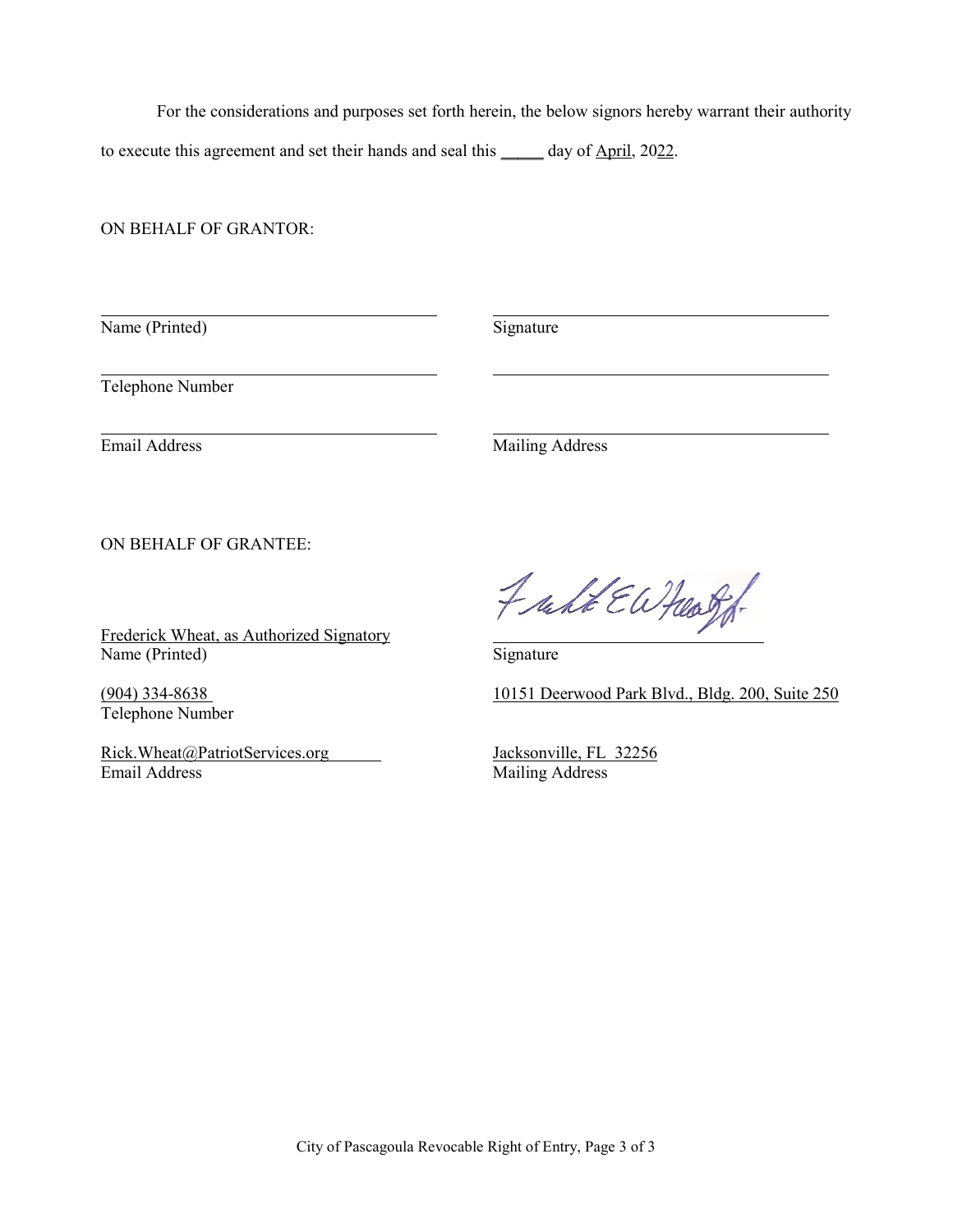For the considerations and purposes set forth herein, the below signors hereby warrant their authority to execute this agreement and set their hands and seal this _____ day of April, 2022.

ON BEHALF OF GRANTOR:

______________________________ ______________________________
Name (Printed) Signature

______________________________ ______________________________
Telephone Number

______________________________ ______________________________
Email Address Mailing Address

ON BEHALF OF GRANTEE:

Frederick Wheat, as Authorized Signatory
Name (Printed)

Signature

(904) 334-8638
Telephone Number

10151 Deerwood Park Blvd., Bldg. 200, Suite 250

Rick.Wheat@PatriotServices.org
Email Address

Jacksonville, FL 32256
Mailing Address